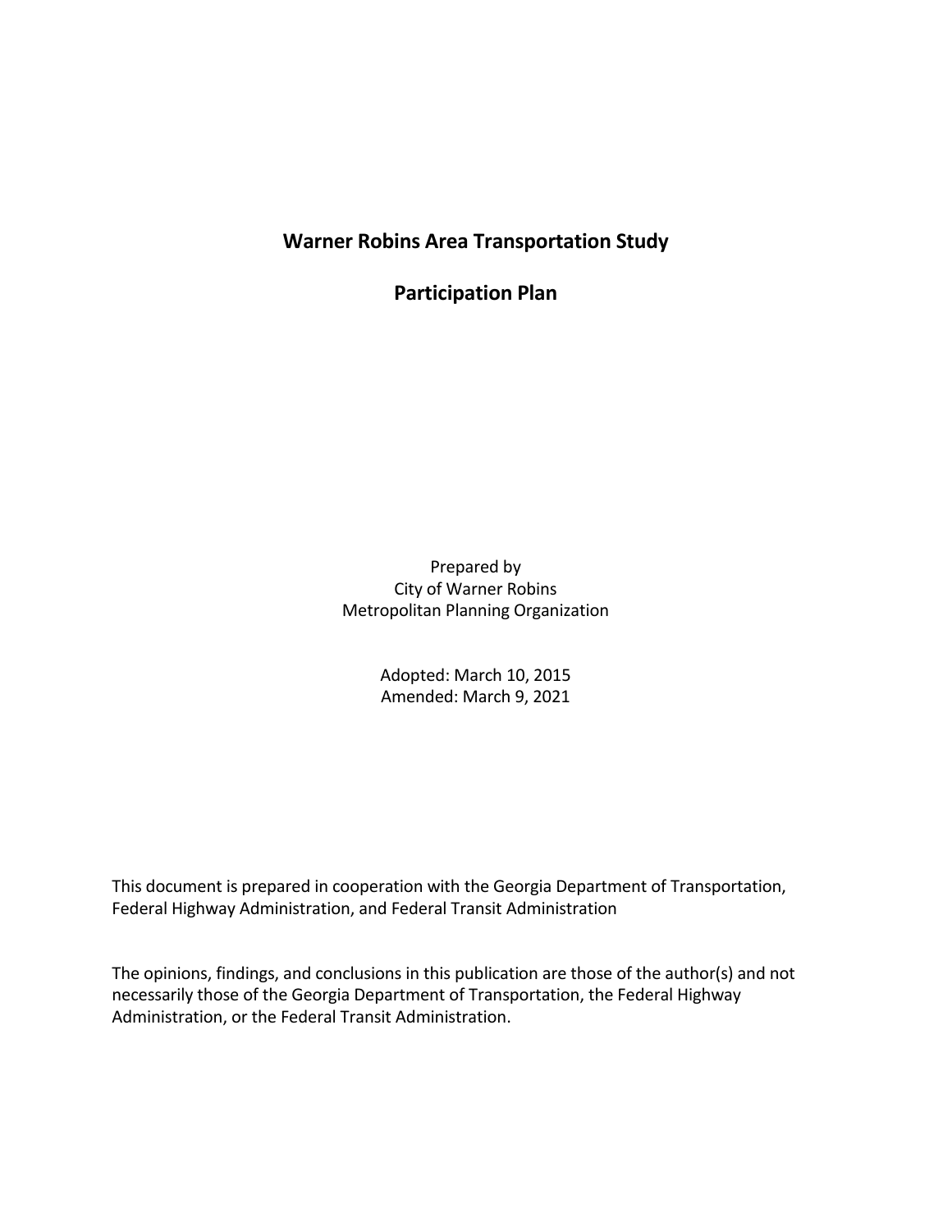# Warner Robins Area Transportation Study

## Participation Plan

Prepared by
City of Warner Robins
Metropolitan Planning Organization

Adopted: March 10, 2015
Amended: March 9, 2021

This document is prepared in cooperation with the Georgia Department of Transportation, Federal Highway Administration, and Federal Transit Administration

The opinions, findings, and conclusions in this publication are those of the author(s) and not necessarily those of the Georgia Department of Transportation, the Federal Highway Administration, or the Federal Transit Administration.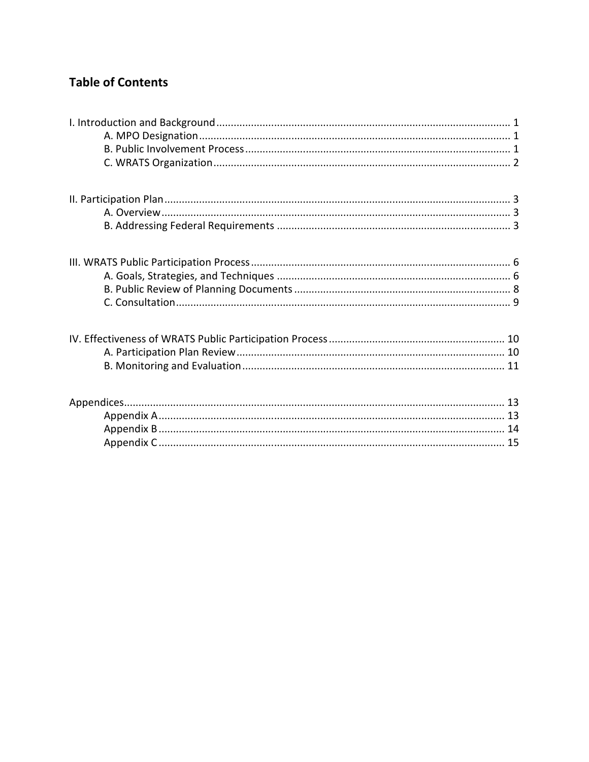## Table of Contents

I. Introduction and Background ........................................................................................ 1
- A. MPO Designation ........................................................................................ 1
- B. Public Involvement Process ........................................................................................ 1
- C. WRATS Organization ........................................................................................ 2

II. Participation Plan ........................................................................................ 3
- A. Overview ........................................................................................ 3
- B. Addressing Federal Requirements ........................................................................................ 3

III. WRATS Public Participation Process ........................................................................................ 6
- A. Goals, Strategies, and Techniques ........................................................................................ 6
- B. Public Review of Planning Documents ........................................................................................ 8
- C. Consultation ........................................................................................ 9

IV. Effectiveness of WRATS Public Participation Process ........................................................................................ 10
- A. Participation Plan Review ........................................................................................ 10
- B. Monitoring and Evaluation ........................................................................................ 11

Appendices ........................................................................................ 13
- Appendix A ........................................................................................ 13
- Appendix B ........................................................................................ 14
- Appendix C ........................................................................................ 15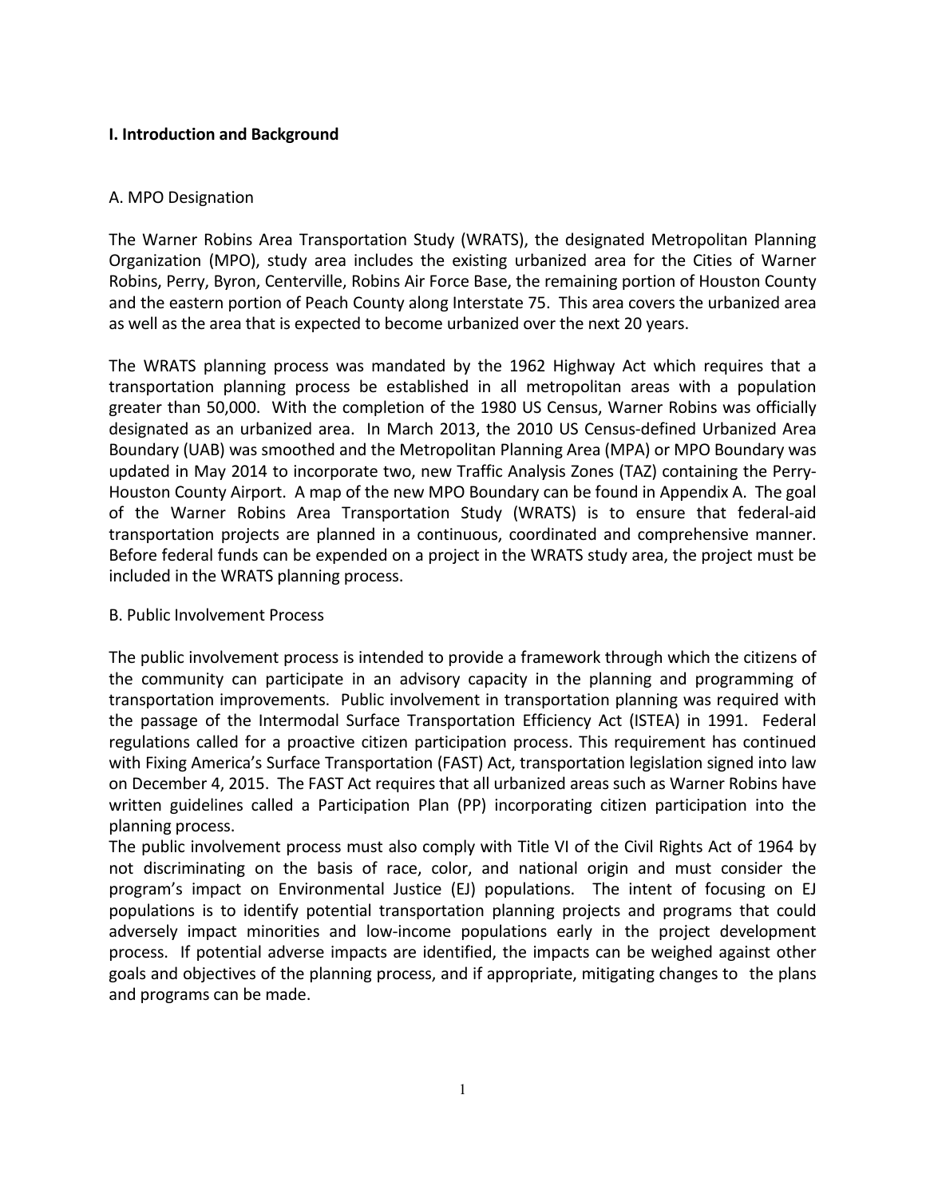## I. Introduction and Background

### A. MPO Designation

The Warner Robins Area Transportation Study (WRATS), the designated Metropolitan Planning Organization (MPO), study area includes the existing urbanized area for the Cities of Warner Robins, Perry, Byron, Centerville, Robins Air Force Base, the remaining portion of Houston County and the eastern portion of Peach County along Interstate 75. This area covers the urbanized area as well as the area that is expected to become urbanized over the next 20 years.

The WRATS planning process was mandated by the 1962 Highway Act which requires that a transportation planning process be established in all metropolitan areas with a population greater than 50,000. With the completion of the 1980 US Census, Warner Robins was officially designated as an urbanized area. In March 2013, the 2010 US Census-defined Urbanized Area Boundary (UAB) was smoothed and the Metropolitan Planning Area (MPA) or MPO Boundary was updated in May 2014 to incorporate two, new Traffic Analysis Zones (TAZ) containing the Perry-Houston County Airport. A map of the new MPO Boundary can be found in Appendix A. The goal of the Warner Robins Area Transportation Study (WRATS) is to ensure that federal-aid transportation projects are planned in a continuous, coordinated and comprehensive manner. Before federal funds can be expended on a project in the WRATS study area, the project must be included in the WRATS planning process.

### B. Public Involvement Process

The public involvement process is intended to provide a framework through which the citizens of the community can participate in an advisory capacity in the planning and programming of transportation improvements. Public involvement in transportation planning was required with the passage of the Intermodal Surface Transportation Efficiency Act (ISTEA) in 1991. Federal regulations called for a proactive citizen participation process. This requirement has continued with Fixing America's Surface Transportation (FAST) Act, transportation legislation signed into law on December 4, 2015. The FAST Act requires that all urbanized areas such as Warner Robins have written guidelines called a Participation Plan (PP) incorporating citizen participation into the planning process.

The public involvement process must also comply with Title VI of the Civil Rights Act of 1964 by not discriminating on the basis of race, color, and national origin and must consider the program's impact on Environmental Justice (EJ) populations. The intent of focusing on EJ populations is to identify potential transportation planning projects and programs that could adversely impact minorities and low-income populations early in the project development process. If potential adverse impacts are identified, the impacts can be weighed against other goals and objectives of the planning process, and if appropriate, mitigating changes to the plans and programs can be made.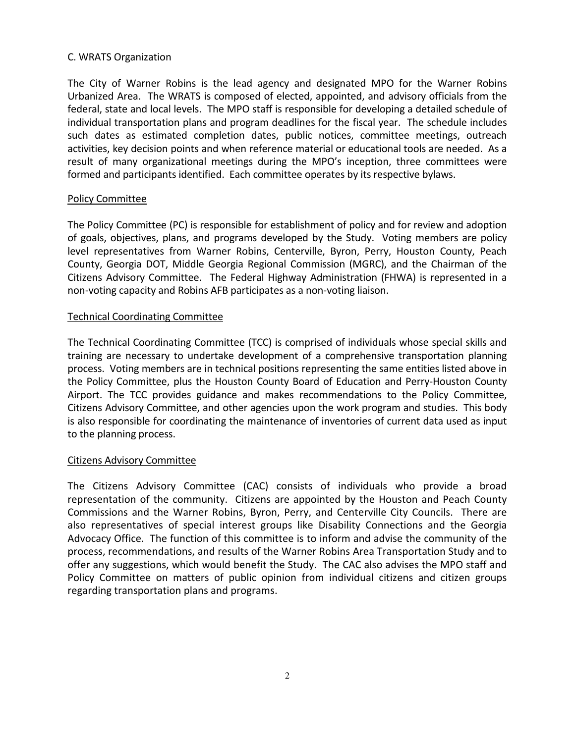## C. WRATS Organization

The City of Warner Robins is the lead agency and designated MPO for the Warner Robins Urbanized Area. The WRATS is composed of elected, appointed, and advisory officials from the federal, state and local levels. The MPO staff is responsible for developing a detailed schedule of individual transportation plans and program deadlines for the fiscal year. The schedule includes such dates as estimated completion dates, public notices, committee meetings, outreach activities, key decision points and when reference material or educational tools are needed. As a result of many organizational meetings during the MPO's inception, three committees were formed and participants identified. Each committee operates by its respective bylaws.

### Policy Committee

The Policy Committee (PC) is responsible for establishment of policy and for review and adoption of goals, objectives, plans, and programs developed by the Study. Voting members are policy level representatives from Warner Robins, Centerville, Byron, Perry, Houston County, Peach County, Georgia DOT, Middle Georgia Regional Commission (MGRC), and the Chairman of the Citizens Advisory Committee. The Federal Highway Administration (FHWA) is represented in a non-voting capacity and Robins AFB participates as a non-voting liaison.

### Technical Coordinating Committee

The Technical Coordinating Committee (TCC) is comprised of individuals whose special skills and training are necessary to undertake development of a comprehensive transportation planning process. Voting members are in technical positions representing the same entities listed above in the Policy Committee, plus the Houston County Board of Education and Perry-Houston County Airport. The TCC provides guidance and makes recommendations to the Policy Committee, Citizens Advisory Committee, and other agencies upon the work program and studies. This body is also responsible for coordinating the maintenance of inventories of current data used as input to the planning process.

### Citizens Advisory Committee

The Citizens Advisory Committee (CAC) consists of individuals who provide a broad representation of the community. Citizens are appointed by the Houston and Peach County Commissions and the Warner Robins, Byron, Perry, and Centerville City Councils. There are also representatives of special interest groups like Disability Connections and the Georgia Advocacy Office. The function of this committee is to inform and advise the community of the process, recommendations, and results of the Warner Robins Area Transportation Study and to offer any suggestions, which would benefit the Study. The CAC also advises the MPO staff and Policy Committee on matters of public opinion from individual citizens and citizen groups regarding transportation plans and programs.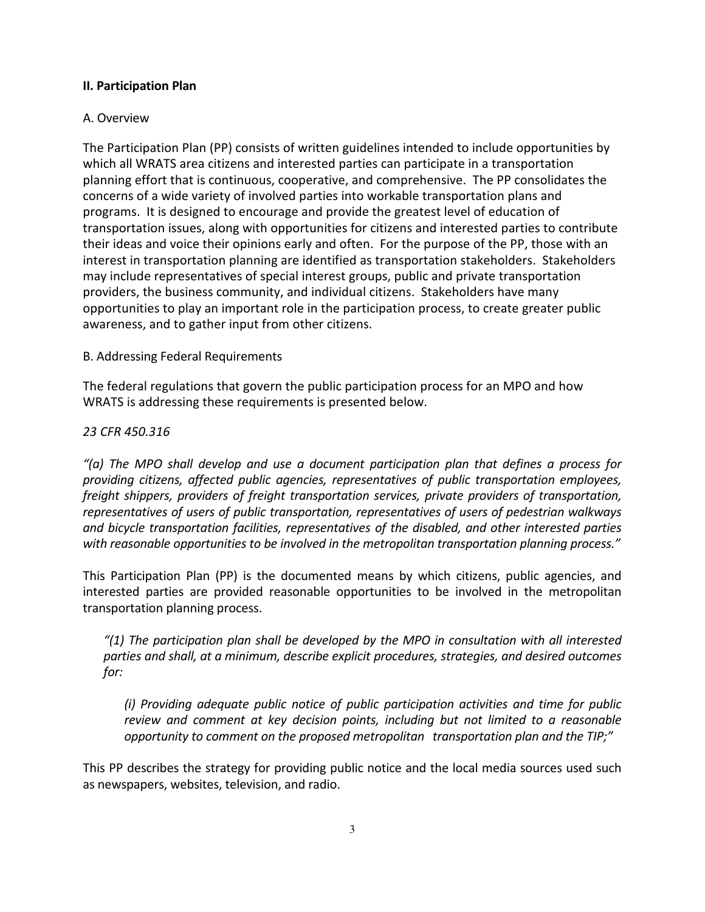**II. Participation Plan**

A. Overview

The Participation Plan (PP) consists of written guidelines intended to include opportunities by which all WRATS area citizens and interested parties can participate in a transportation planning effort that is continuous, cooperative, and comprehensive. The PP consolidates the concerns of a wide variety of involved parties into workable transportation plans and programs. It is designed to encourage and provide the greatest level of education of transportation issues, along with opportunities for citizens and interested parties to contribute their ideas and voice their opinions early and often. For the purpose of the PP, those with an interest in transportation planning are identified as transportation stakeholders. Stakeholders may include representatives of special interest groups, public and private transportation providers, the business community, and individual citizens. Stakeholders have many opportunities to play an important role in the participation process, to create greater public awareness, and to gather input from other citizens.

B. Addressing Federal Requirements

The federal regulations that govern the public participation process for an MPO and how WRATS is addressing these requirements is presented below.

*23 CFR 450.316*

*"(a) The MPO shall develop and use a document participation plan that defines a process for providing citizens, affected public agencies, representatives of public transportation employees, freight shippers, providers of freight transportation services, private providers of transportation, representatives of users of public transportation, representatives of users of pedestrian walkways and bicycle transportation facilities, representatives of the disabled, and other interested parties with reasonable opportunities to be involved in the metropolitan transportation planning process."*

This Participation Plan (PP) is the documented means by which citizens, public agencies, and interested parties are provided reasonable opportunities to be involved in the metropolitan transportation planning process.

> *"(1) The participation plan shall be developed by the MPO in consultation with all interested parties and shall, at a minimum, describe explicit procedures, strategies, and desired outcomes for:*
>
> > *(i) Providing adequate public notice of public participation activities and time for public review and comment at key decision points, including but not limited to a reasonable opportunity to comment on the proposed metropolitan transportation plan and the TIP;"*

This PP describes the strategy for providing public notice and the local media sources used such as newspapers, websites, television, and radio.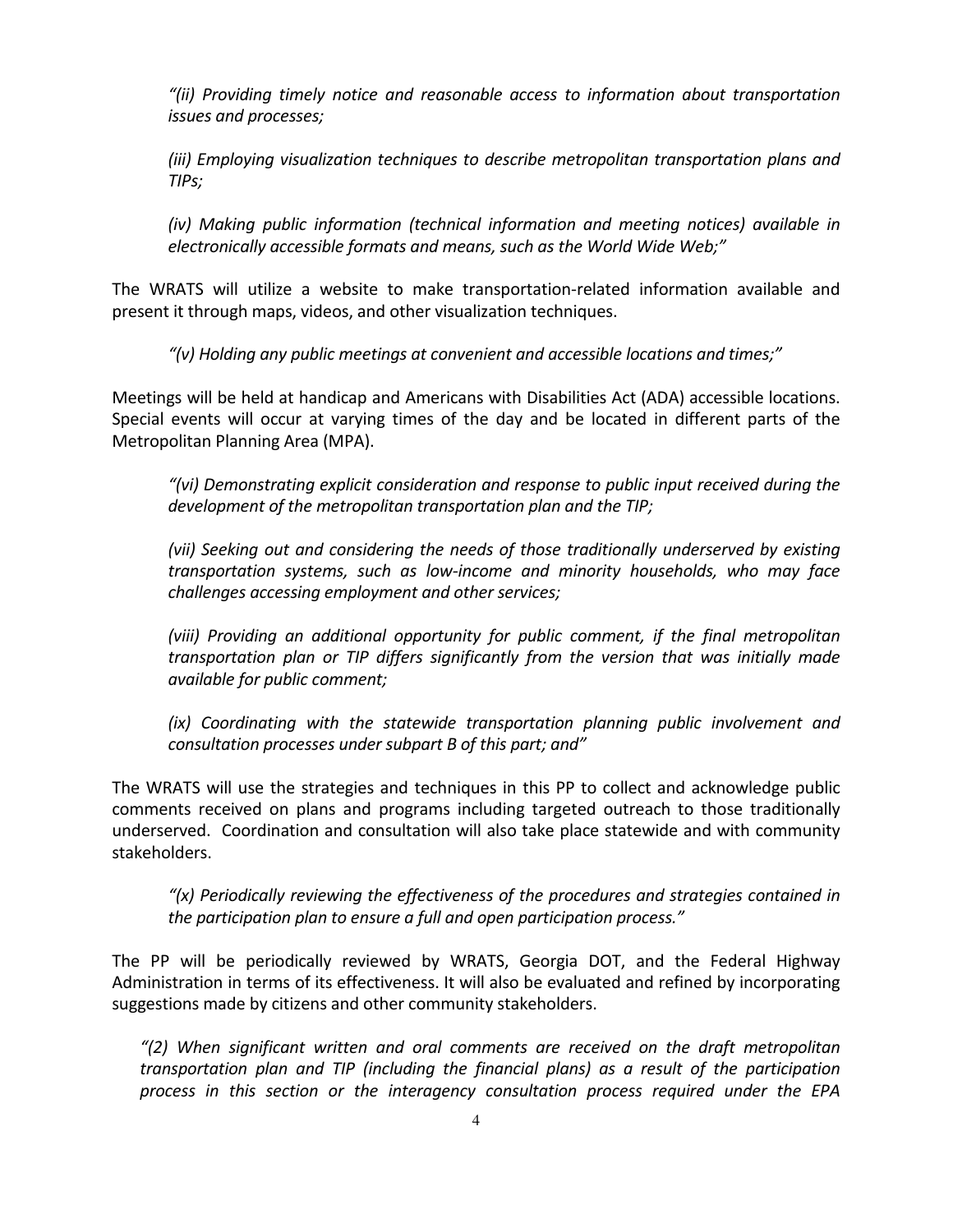*“(ii) Providing timely notice and reasonable access to information about transportation issues and processes;*

*(iii) Employing visualization techniques to describe metropolitan transportation plans and TIPs;*

*(iv) Making public information (technical information and meeting notices) available in electronically accessible formats and means, such as the World Wide Web;”*

The WRATS will utilize a website to make transportation-related information available and present it through maps, videos, and other visualization techniques.

*“(v) Holding any public meetings at convenient and accessible locations and times;”*

Meetings will be held at handicap and Americans with Disabilities Act (ADA) accessible locations. Special events will occur at varying times of the day and be located in different parts of the Metropolitan Planning Area (MPA).

*“(vi) Demonstrating explicit consideration and response to public input received during the development of the metropolitan transportation plan and the TIP;*

*(vii) Seeking out and considering the needs of those traditionally underserved by existing transportation systems, such as low-income and minority households, who may face challenges accessing employment and other services;*

*(viii) Providing an additional opportunity for public comment, if the final metropolitan transportation plan or TIP differs significantly from the version that was initially made available for public comment;*

*(ix) Coordinating with the statewide transportation planning public involvement and consultation processes under subpart B of this part; and”*

The WRATS will use the strategies and techniques in this PP to collect and acknowledge public comments received on plans and programs including targeted outreach to those traditionally underserved. Coordination and consultation will also take place statewide and with community stakeholders.

*“(x) Periodically reviewing the effectiveness of the procedures and strategies contained in the participation plan to ensure a full and open participation process.”*

The PP will be periodically reviewed by WRATS, Georgia DOT, and the Federal Highway Administration in terms of its effectiveness. It will also be evaluated and refined by incorporating suggestions made by citizens and other community stakeholders.

*“(2) When significant written and oral comments are received on the draft metropolitan transportation plan and TIP (including the financial plans) as a result of the participation process in this section or the interagency consultation process required under the EPA*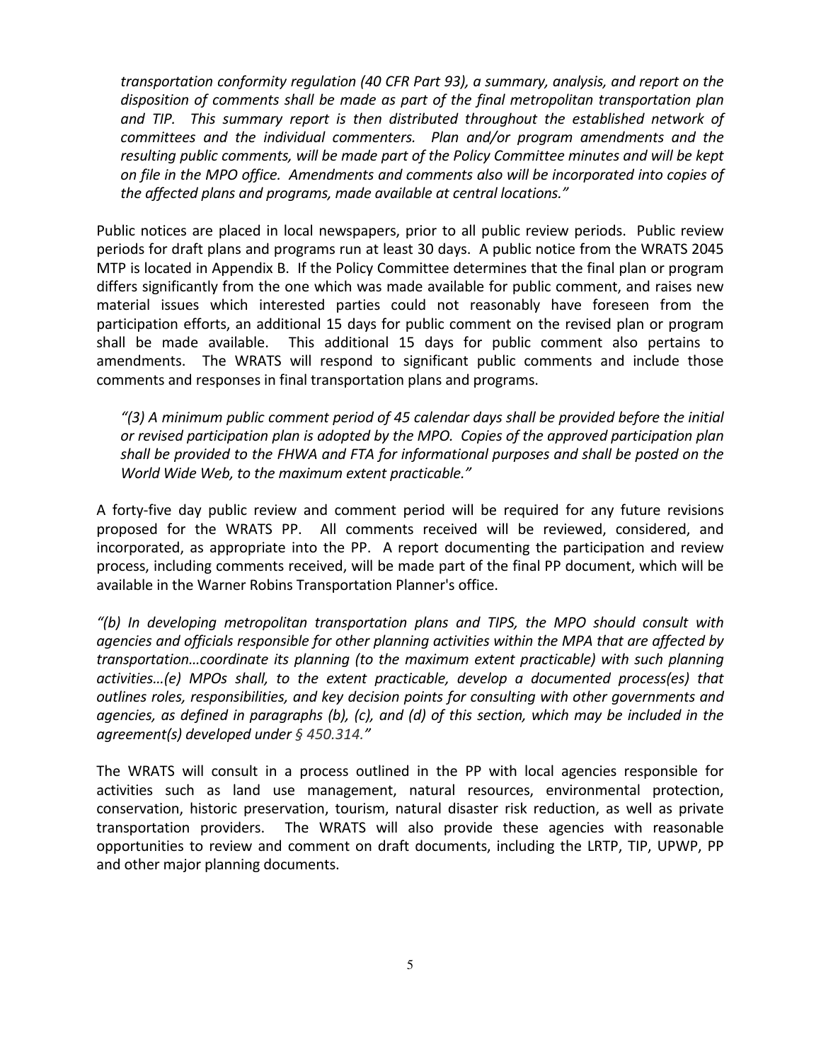*transportation conformity regulation (40 CFR Part 93), a summary, analysis, and report on the disposition of comments shall be made as part of the final metropolitan transportation plan and TIP. This summary report is then distributed throughout the established network of committees and the individual commenters. Plan and/or program amendments and the resulting public comments, will be made part of the Policy Committee minutes and will be kept on file in the MPO office. Amendments and comments also will be incorporated into copies of the affected plans and programs, made available at central locations."*

Public notices are placed in local newspapers, prior to all public review periods. Public review periods for draft plans and programs run at least 30 days. A public notice from the WRATS 2045 MTP is located in Appendix B. If the Policy Committee determines that the final plan or program differs significantly from the one which was made available for public comment, and raises new material issues which interested parties could not reasonably have foreseen from the participation efforts, an additional 15 days for public comment on the revised plan or program shall be made available. This additional 15 days for public comment also pertains to amendments. The WRATS will respond to significant public comments and include those comments and responses in final transportation plans and programs.

*"(3) A minimum public comment period of 45 calendar days shall be provided before the initial or revised participation plan is adopted by the MPO. Copies of the approved participation plan shall be provided to the FHWA and FTA for informational purposes and shall be posted on the World Wide Web, to the maximum extent practicable."*

A forty-five day public review and comment period will be required for any future revisions proposed for the WRATS PP. All comments received will be reviewed, considered, and incorporated, as appropriate into the PP. A report documenting the participation and review process, including comments received, will be made part of the final PP document, which will be available in the Warner Robins Transportation Planner's office.

*"(b) In developing metropolitan transportation plans and TIPS, the MPO should consult with agencies and officials responsible for other planning activities within the MPA that are affected by transportation…coordinate its planning (to the maximum extent practicable) with such planning activities…(e) MPOs shall, to the extent practicable, develop a documented process(es) that outlines roles, responsibilities, and key decision points for consulting with other governments and agencies, as defined in paragraphs (b), (c), and (d) of this section, which may be included in the agreement(s) developed under § 450.314."*

The WRATS will consult in a process outlined in the PP with local agencies responsible for activities such as land use management, natural resources, environmental protection, conservation, historic preservation, tourism, natural disaster risk reduction, as well as private transportation providers. The WRATS will also provide these agencies with reasonable opportunities to review and comment on draft documents, including the LRTP, TIP, UPWP, PP and other major planning documents.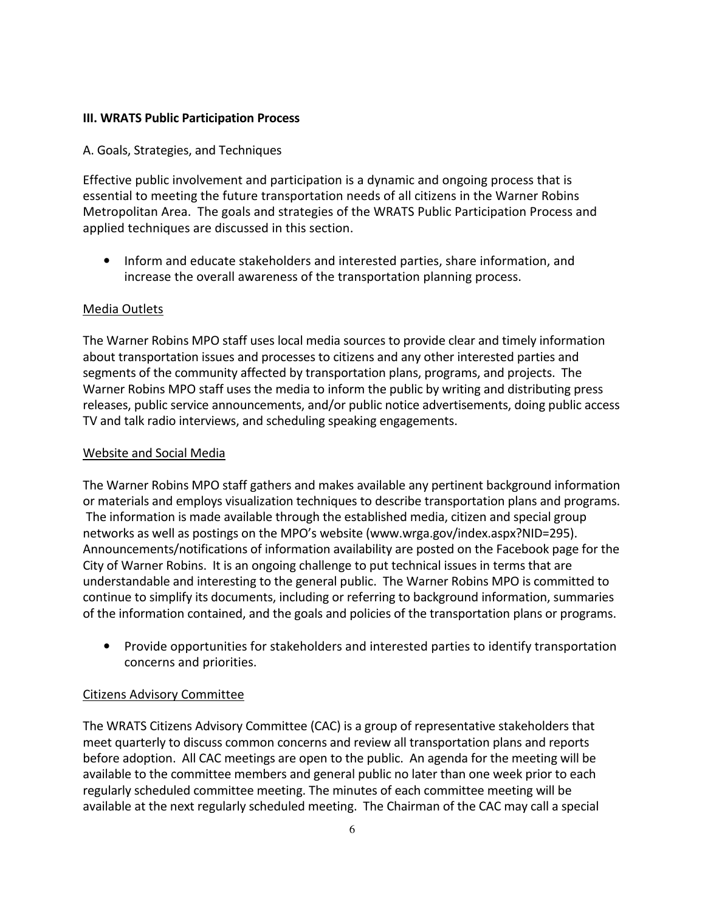## III. WRATS Public Participation Process

A. Goals, Strategies, and Techniques

Effective public involvement and participation is a dynamic and ongoing process that is essential to meeting the future transportation needs of all citizens in the Warner Robins Metropolitan Area. The goals and strategies of the WRATS Public Participation Process and applied techniques are discussed in this section.

- Inform and educate stakeholders and interested parties, share information, and increase the overall awareness of the transportation planning process.

<u>Media Outlets</u>

The Warner Robins MPO staff uses local media sources to provide clear and timely information about transportation issues and processes to citizens and any other interested parties and segments of the community affected by transportation plans, programs, and projects. The Warner Robins MPO staff uses the media to inform the public by writing and distributing press releases, public service announcements, and/or public notice advertisements, doing public access TV and talk radio interviews, and scheduling speaking engagements.

<u>Website and Social Media</u>

The Warner Robins MPO staff gathers and makes available any pertinent background information or materials and employs visualization techniques to describe transportation plans and programs. The information is made available through the established media, citizen and special group networks as well as postings on the MPO's website (www.wrga.gov/index.aspx?NID=295). Announcements/notifications of information availability are posted on the Facebook page for the City of Warner Robins. It is an ongoing challenge to put technical issues in terms that are understandable and interesting to the general public. The Warner Robins MPO is committed to continue to simplify its documents, including or referring to background information, summaries of the information contained, and the goals and policies of the transportation plans or programs.

- Provide opportunities for stakeholders and interested parties to identify transportation concerns and priorities.

<u>Citizens Advisory Committee</u>

The WRATS Citizens Advisory Committee (CAC) is a group of representative stakeholders that meet quarterly to discuss common concerns and review all transportation plans and reports before adoption. All CAC meetings are open to the public. An agenda for the meeting will be available to the committee members and general public no later than one week prior to each regularly scheduled committee meeting. The minutes of each committee meeting will be available at the next regularly scheduled meeting. The Chairman of the CAC may call a special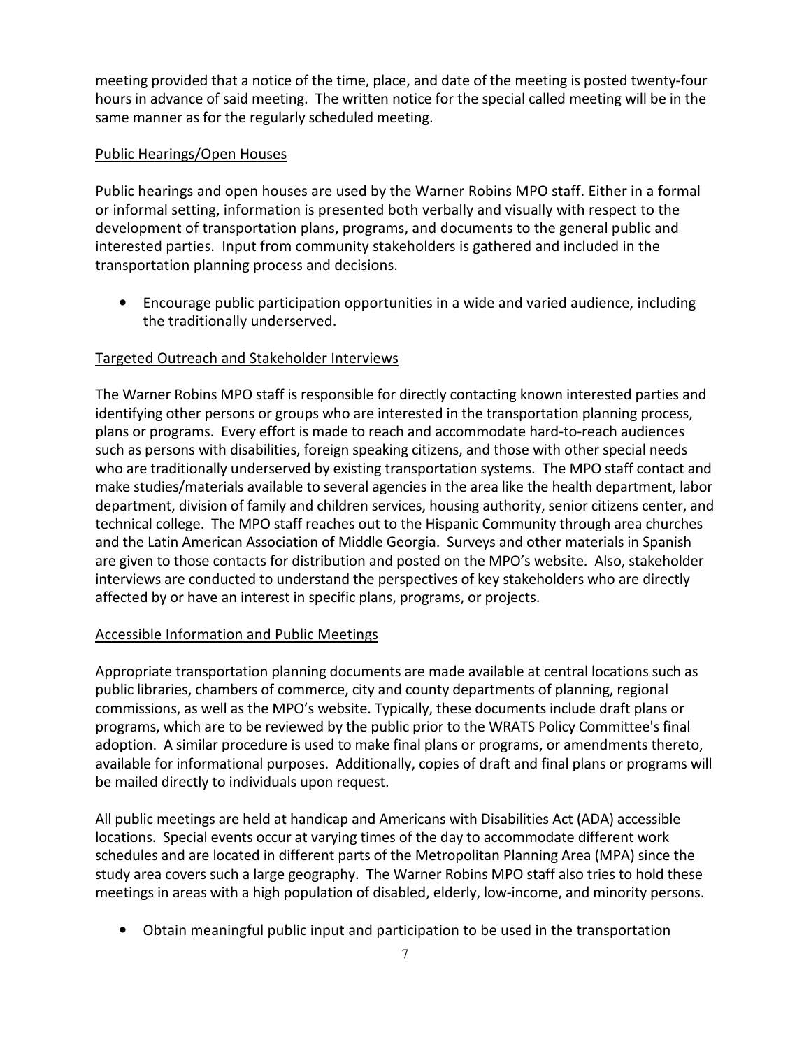meeting provided that a notice of the time, place, and date of the meeting is posted twenty-four hours in advance of said meeting. The written notice for the special called meeting will be in the same manner as for the regularly scheduled meeting.

Public Hearings/Open Houses

Public hearings and open houses are used by the Warner Robins MPO staff. Either in a formal or informal setting, information is presented both verbally and visually with respect to the development of transportation plans, programs, and documents to the general public and interested parties. Input from community stakeholders is gathered and included in the transportation planning process and decisions.

- Encourage public participation opportunities in a wide and varied audience, including the traditionally underserved.

Targeted Outreach and Stakeholder Interviews

The Warner Robins MPO staff is responsible for directly contacting known interested parties and identifying other persons or groups who are interested in the transportation planning process, plans or programs. Every effort is made to reach and accommodate hard-to-reach audiences such as persons with disabilities, foreign speaking citizens, and those with other special needs who are traditionally underserved by existing transportation systems. The MPO staff contact and make studies/materials available to several agencies in the area like the health department, labor department, division of family and children services, housing authority, senior citizens center, and technical college. The MPO staff reaches out to the Hispanic Community through area churches and the Latin American Association of Middle Georgia. Surveys and other materials in Spanish are given to those contacts for distribution and posted on the MPO's website. Also, stakeholder interviews are conducted to understand the perspectives of key stakeholders who are directly affected by or have an interest in specific plans, programs, or projects.

Accessible Information and Public Meetings

Appropriate transportation planning documents are made available at central locations such as public libraries, chambers of commerce, city and county departments of planning, regional commissions, as well as the MPO's website. Typically, these documents include draft plans or programs, which are to be reviewed by the public prior to the WRATS Policy Committee's final adoption. A similar procedure is used to make final plans or programs, or amendments thereto, available for informational purposes. Additionally, copies of draft and final plans or programs will be mailed directly to individuals upon request.

All public meetings are held at handicap and Americans with Disabilities Act (ADA) accessible locations. Special events occur at varying times of the day to accommodate different work schedules and are located in different parts of the Metropolitan Planning Area (MPA) since the study area covers such a large geography. The Warner Robins MPO staff also tries to hold these meetings in areas with a high population of disabled, elderly, low-income, and minority persons.

- Obtain meaningful public input and participation to be used in the transportation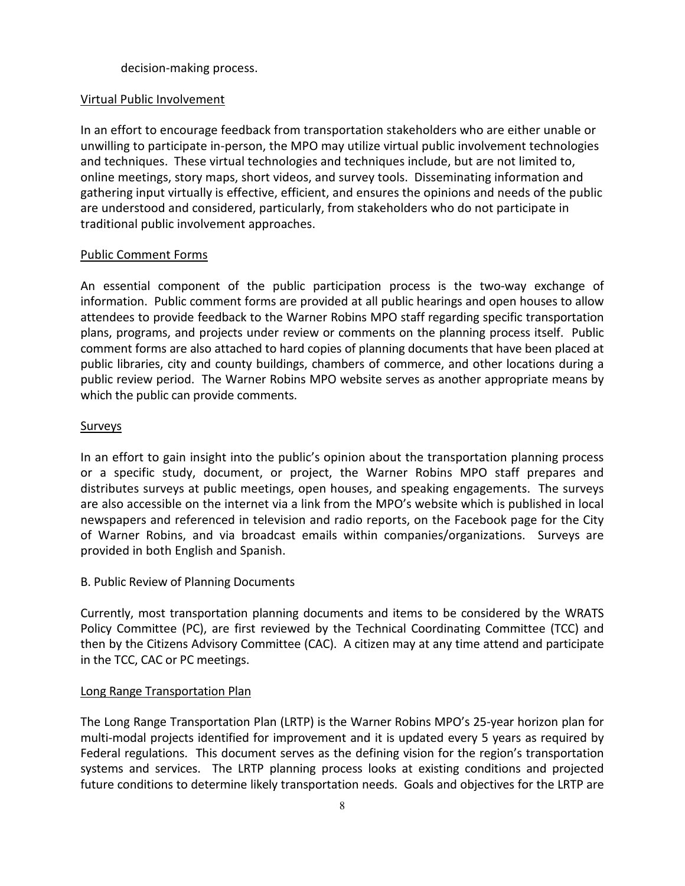decision-making process.

Virtual Public Involvement

In an effort to encourage feedback from transportation stakeholders who are either unable or unwilling to participate in-person, the MPO may utilize virtual public involvement technologies and techniques. These virtual technologies and techniques include, but are not limited to, online meetings, story maps, short videos, and survey tools. Disseminating information and gathering input virtually is effective, efficient, and ensures the opinions and needs of the public are understood and considered, particularly, from stakeholders who do not participate in traditional public involvement approaches.

Public Comment Forms

An essential component of the public participation process is the two-way exchange of information. Public comment forms are provided at all public hearings and open houses to allow attendees to provide feedback to the Warner Robins MPO staff regarding specific transportation plans, programs, and projects under review or comments on the planning process itself. Public comment forms are also attached to hard copies of planning documents that have been placed at public libraries, city and county buildings, chambers of commerce, and other locations during a public review period. The Warner Robins MPO website serves as another appropriate means by which the public can provide comments.

Surveys

In an effort to gain insight into the public's opinion about the transportation planning process or a specific study, document, or project, the Warner Robins MPO staff prepares and distributes surveys at public meetings, open houses, and speaking engagements. The surveys are also accessible on the internet via a link from the MPO's website which is published in local newspapers and referenced in television and radio reports, on the Facebook page for the City of Warner Robins, and via broadcast emails within companies/organizations. Surveys are provided in both English and Spanish.

B. Public Review of Planning Documents

Currently, most transportation planning documents and items to be considered by the WRATS Policy Committee (PC), are first reviewed by the Technical Coordinating Committee (TCC) and then by the Citizens Advisory Committee (CAC). A citizen may at any time attend and participate in the TCC, CAC or PC meetings.

Long Range Transportation Plan

The Long Range Transportation Plan (LRTP) is the Warner Robins MPO's 25-year horizon plan for multi-modal projects identified for improvement and it is updated every 5 years as required by Federal regulations. This document serves as the defining vision for the region's transportation systems and services. The LRTP planning process looks at existing conditions and projected future conditions to determine likely transportation needs. Goals and objectives for the LRTP are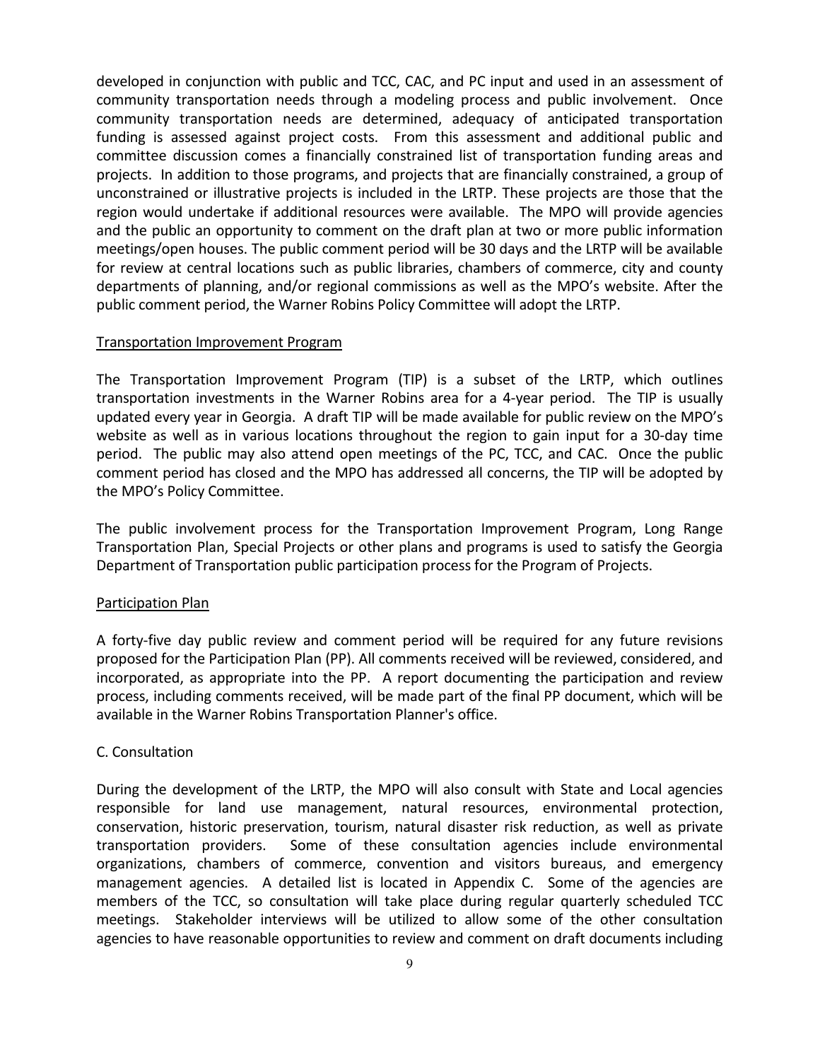developed in conjunction with public and TCC, CAC, and PC input and used in an assessment of community transportation needs through a modeling process and public involvement. Once community transportation needs are determined, adequacy of anticipated transportation funding is assessed against project costs. From this assessment and additional public and committee discussion comes a financially constrained list of transportation funding areas and projects. In addition to those programs, and projects that are financially constrained, a group of unconstrained or illustrative projects is included in the LRTP. These projects are those that the region would undertake if additional resources were available. The MPO will provide agencies and the public an opportunity to comment on the draft plan at two or more public information meetings/open houses. The public comment period will be 30 days and the LRTP will be available for review at central locations such as public libraries, chambers of commerce, city and county departments of planning, and/or regional commissions as well as the MPO's website. After the public comment period, the Warner Robins Policy Committee will adopt the LRTP.

Transportation Improvement Program

The Transportation Improvement Program (TIP) is a subset of the LRTP, which outlines transportation investments in the Warner Robins area for a 4-year period. The TIP is usually updated every year in Georgia. A draft TIP will be made available for public review on the MPO's website as well as in various locations throughout the region to gain input for a 30-day time period. The public may also attend open meetings of the PC, TCC, and CAC. Once the public comment period has closed and the MPO has addressed all concerns, the TIP will be adopted by the MPO's Policy Committee.

The public involvement process for the Transportation Improvement Program, Long Range Transportation Plan, Special Projects or other plans and programs is used to satisfy the Georgia Department of Transportation public participation process for the Program of Projects.

Participation Plan

A forty-five day public review and comment period will be required for any future revisions proposed for the Participation Plan (PP). All comments received will be reviewed, considered, and incorporated, as appropriate into the PP. A report documenting the participation and review process, including comments received, will be made part of the final PP document, which will be available in the Warner Robins Transportation Planner's office.

C. Consultation

During the development of the LRTP, the MPO will also consult with State and Local agencies responsible for land use management, natural resources, environmental protection, conservation, historic preservation, tourism, natural disaster risk reduction, as well as private transportation providers. Some of these consultation agencies include environmental organizations, chambers of commerce, convention and visitors bureaus, and emergency management agencies. A detailed list is located in Appendix C. Some of the agencies are members of the TCC, so consultation will take place during regular quarterly scheduled TCC meetings. Stakeholder interviews will be utilized to allow some of the other consultation agencies to have reasonable opportunities to review and comment on draft documents including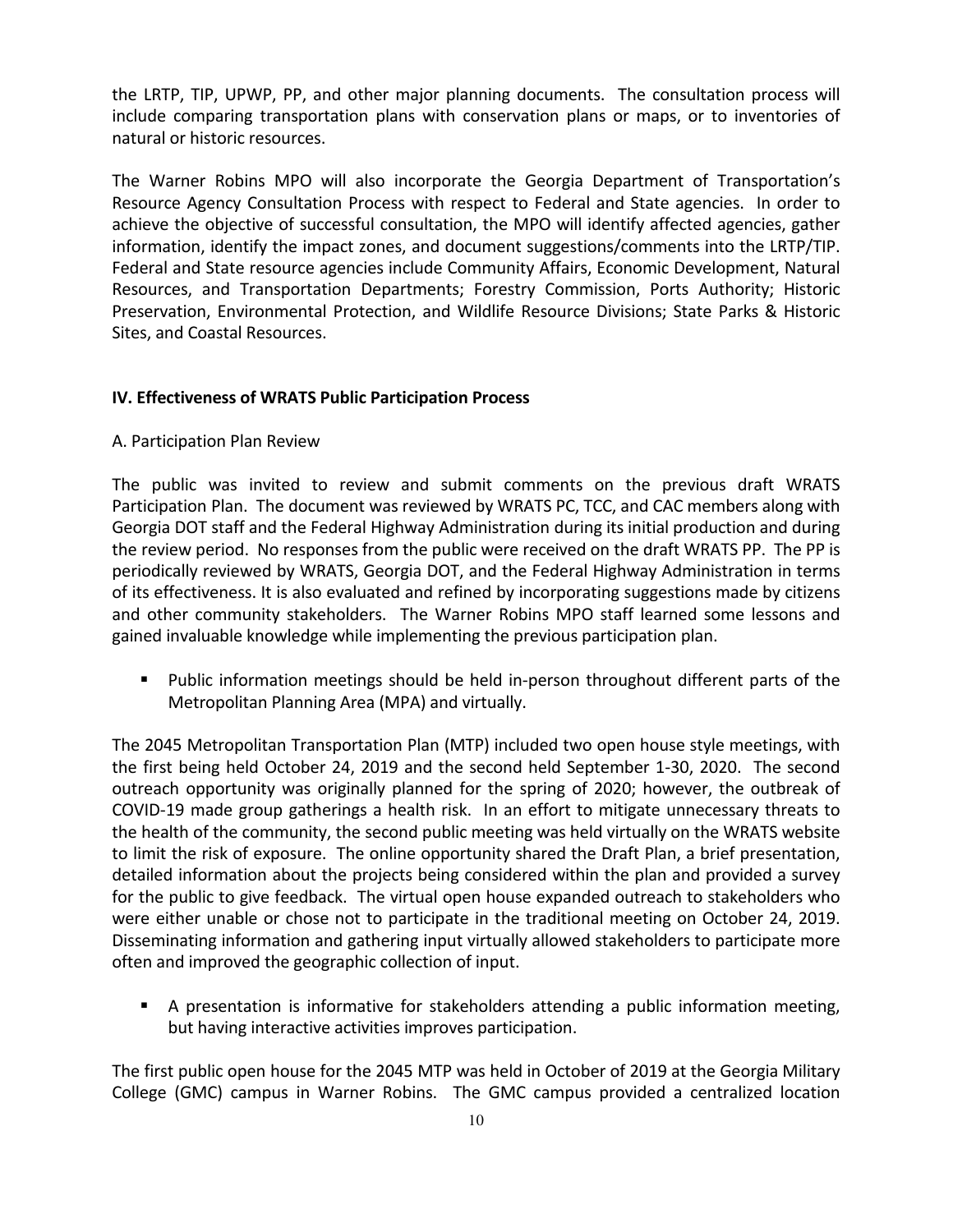the LRTP, TIP, UPWP, PP, and other major planning documents. The consultation process will include comparing transportation plans with conservation plans or maps, or to inventories of natural or historic resources.

The Warner Robins MPO will also incorporate the Georgia Department of Transportation's Resource Agency Consultation Process with respect to Federal and State agencies. In order to achieve the objective of successful consultation, the MPO will identify affected agencies, gather information, identify the impact zones, and document suggestions/comments into the LRTP/TIP. Federal and State resource agencies include Community Affairs, Economic Development, Natural Resources, and Transportation Departments; Forestry Commission, Ports Authority; Historic Preservation, Environmental Protection, and Wildlife Resource Divisions; State Parks & Historic Sites, and Coastal Resources.

## IV. Effectiveness of WRATS Public Participation Process

A. Participation Plan Review

The public was invited to review and submit comments on the previous draft WRATS Participation Plan. The document was reviewed by WRATS PC, TCC, and CAC members along with Georgia DOT staff and the Federal Highway Administration during its initial production and during the review period. No responses from the public were received on the draft WRATS PP. The PP is periodically reviewed by WRATS, Georgia DOT, and the Federal Highway Administration in terms of its effectiveness. It is also evaluated and refined by incorporating suggestions made by citizens and other community stakeholders. The Warner Robins MPO staff learned some lessons and gained invaluable knowledge while implementing the previous participation plan.

- Public information meetings should be held in-person throughout different parts of the Metropolitan Planning Area (MPA) and virtually.

The 2045 Metropolitan Transportation Plan (MTP) included two open house style meetings, with the first being held October 24, 2019 and the second held September 1-30, 2020. The second outreach opportunity was originally planned for the spring of 2020; however, the outbreak of COVID-19 made group gatherings a health risk. In an effort to mitigate unnecessary threats to the health of the community, the second public meeting was held virtually on the WRATS website to limit the risk of exposure. The online opportunity shared the Draft Plan, a brief presentation, detailed information about the projects being considered within the plan and provided a survey for the public to give feedback. The virtual open house expanded outreach to stakeholders who were either unable or chose not to participate in the traditional meeting on October 24, 2019. Disseminating information and gathering input virtually allowed stakeholders to participate more often and improved the geographic collection of input.

- A presentation is informative for stakeholders attending a public information meeting, but having interactive activities improves participation.

The first public open house for the 2045 MTP was held in October of 2019 at the Georgia Military College (GMC) campus in Warner Robins. The GMC campus provided a centralized location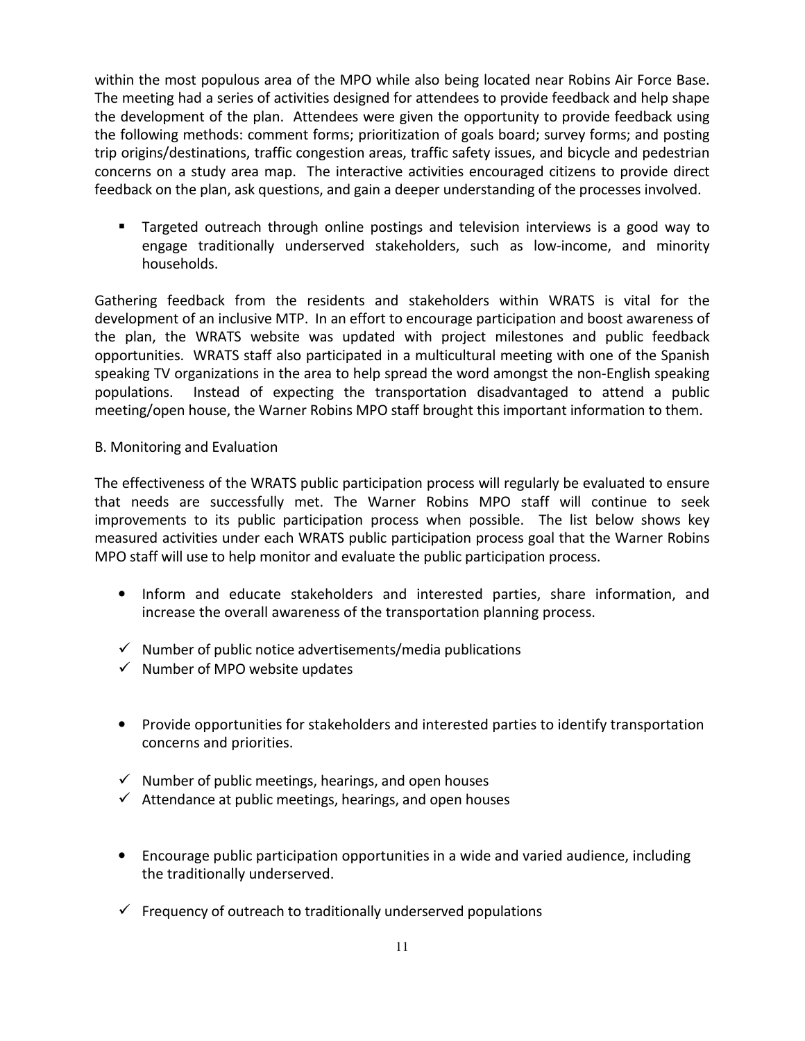within the most populous area of the MPO while also being located near Robins Air Force Base. The meeting had a series of activities designed for attendees to provide feedback and help shape the development of the plan. Attendees were given the opportunity to provide feedback using the following methods: comment forms; prioritization of goals board; survey forms; and posting trip origins/destinations, traffic congestion areas, traffic safety issues, and bicycle and pedestrian concerns on a study area map. The interactive activities encouraged citizens to provide direct feedback on the plan, ask questions, and gain a deeper understanding of the processes involved.

- Targeted outreach through online postings and television interviews is a good way to engage traditionally underserved stakeholders, such as low-income, and minority households.

Gathering feedback from the residents and stakeholders within WRATS is vital for the development of an inclusive MTP. In an effort to encourage participation and boost awareness of the plan, the WRATS website was updated with project milestones and public feedback opportunities. WRATS staff also participated in a multicultural meeting with one of the Spanish speaking TV organizations in the area to help spread the word amongst the non-English speaking populations. Instead of expecting the transportation disadvantaged to attend a public meeting/open house, the Warner Robins MPO staff brought this important information to them.

B. Monitoring and Evaluation

The effectiveness of the WRATS public participation process will regularly be evaluated to ensure that needs are successfully met. The Warner Robins MPO staff will continue to seek improvements to its public participation process when possible. The list below shows key measured activities under each WRATS public participation process goal that the Warner Robins MPO staff will use to help monitor and evaluate the public participation process.

- Inform and educate stakeholders and interested parties, share information, and increase the overall awareness of the transportation planning process.

- ✓ Number of public notice advertisements/media publications
- ✓ Number of MPO website updates

- Provide opportunities for stakeholders and interested parties to identify transportation concerns and priorities.

- ✓ Number of public meetings, hearings, and open houses
- ✓ Attendance at public meetings, hearings, and open houses

- Encourage public participation opportunities in a wide and varied audience, including the traditionally underserved.

- ✓ Frequency of outreach to traditionally underserved populations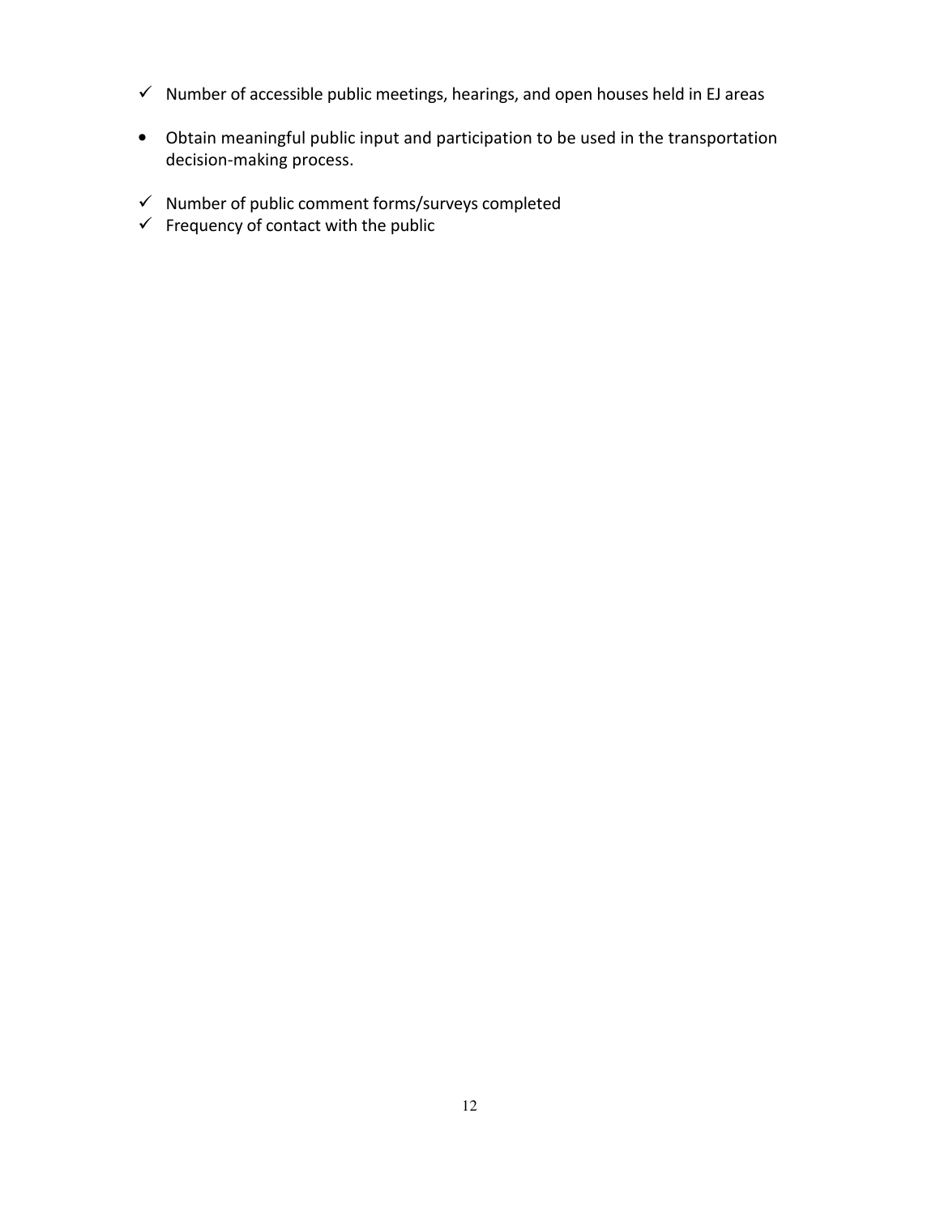- ✓ Number of accessible public meetings, hearings, and open houses held in EJ areas

- Obtain meaningful public input and participation to be used in the transportation decision-making process.

- ✓ Number of public comment forms/surveys completed
- ✓ Frequency of contact with the public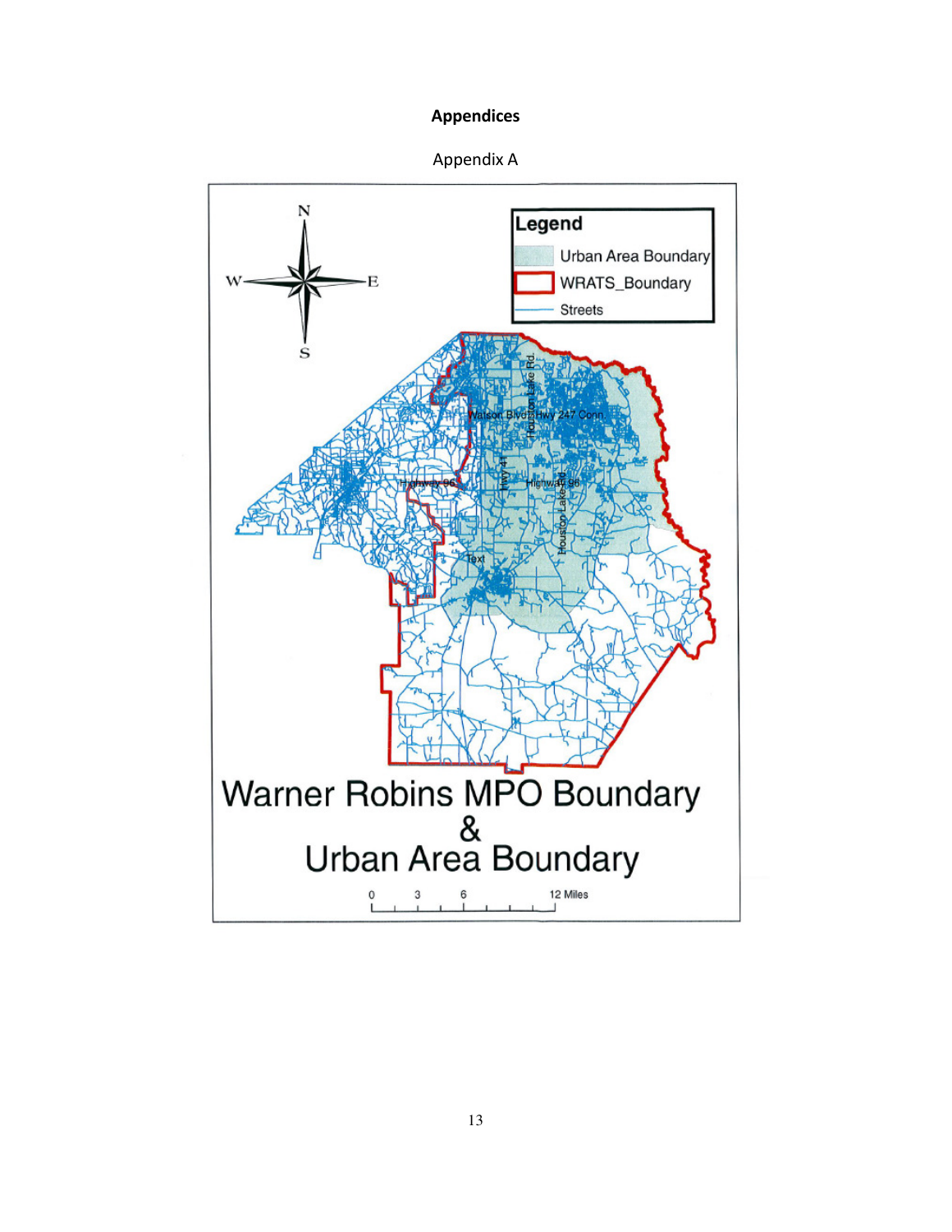# Appendices

## Appendix A

Legend

- Urban Area Boundary
- WRATS_Boundary
- Streets

Warner Robins MPO Boundary & Urban Area Boundary

0 3 6 12 Miles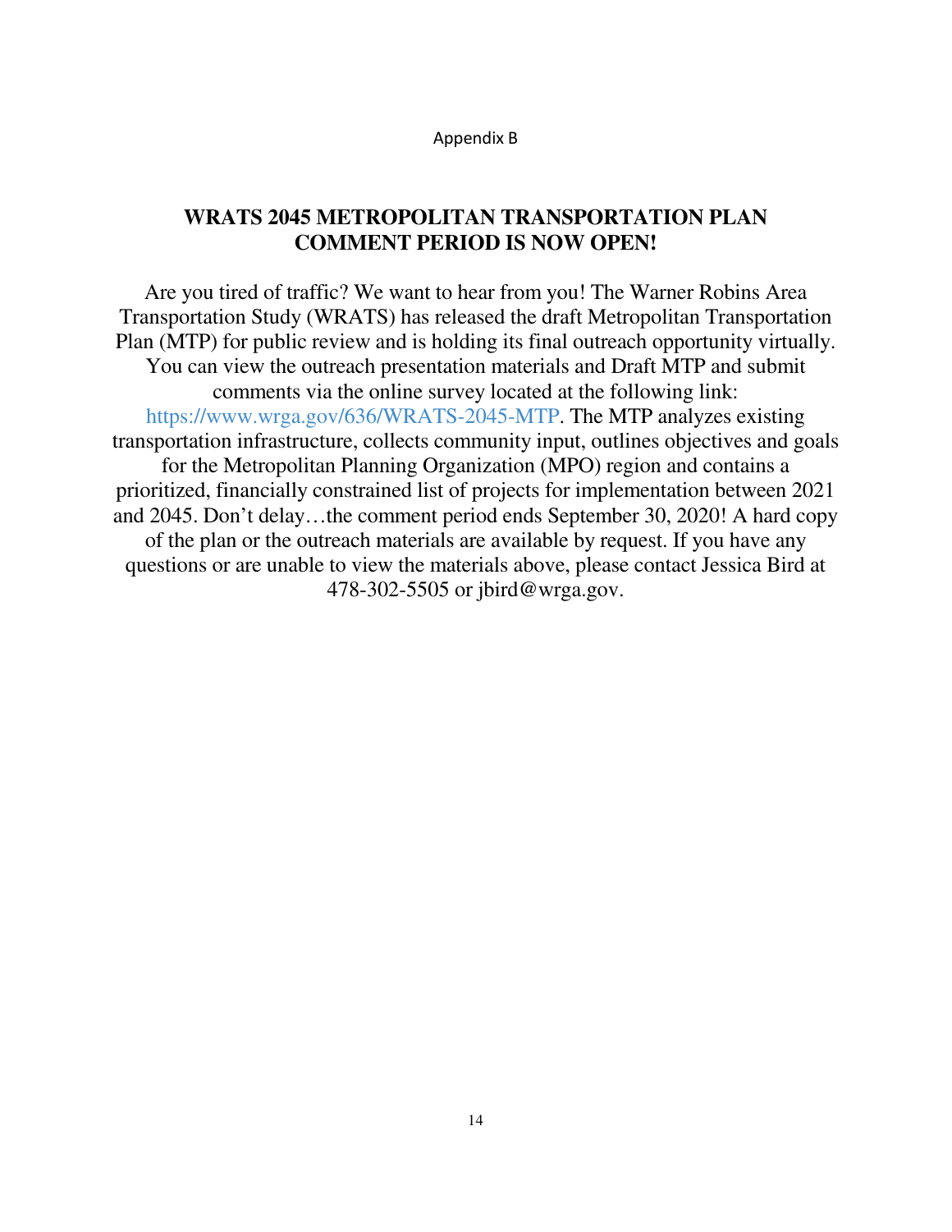Appendix B

## WRATS 2045 METROPOLITAN TRANSPORTATION PLAN COMMENT PERIOD IS NOW OPEN!

Are you tired of traffic? We want to hear from you! The Warner Robins Area Transportation Study (WRATS) has released the draft Metropolitan Transportation Plan (MTP) for public review and is holding its final outreach opportunity virtually. You can view the outreach presentation materials and Draft MTP and submit comments via the online survey located at the following link: https://www.wrga.gov/636/WRATS-2045-MTP. The MTP analyzes existing transportation infrastructure, collects community input, outlines objectives and goals for the Metropolitan Planning Organization (MPO) region and contains a prioritized, financially constrained list of projects for implementation between 2021 and 2045. Don't delay…the comment period ends September 30, 2020! A hard copy of the plan or the outreach materials are available by request. If you have any questions or are unable to view the materials above, please contact Jessica Bird at 478-302-5505 or jbird@wrga.gov.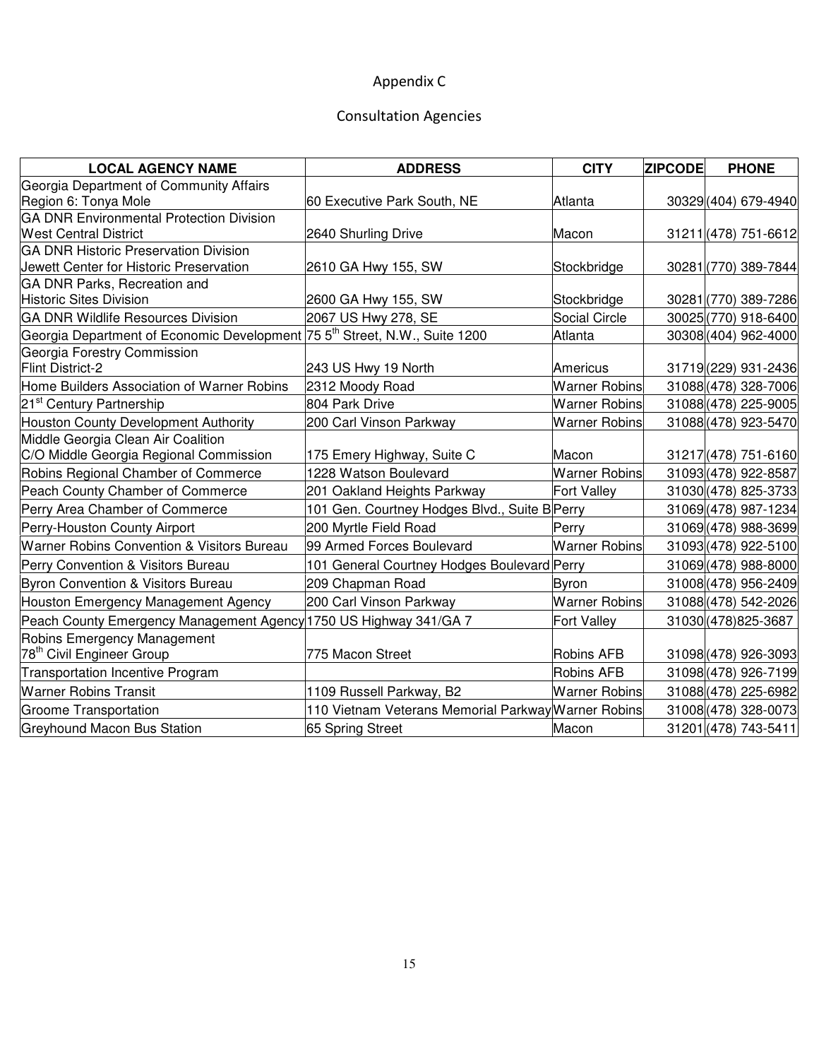Appendix C

Consultation Agencies

| LOCAL AGENCY NAME | ADDRESS | CITY | ZIPCODE | PHONE |
|---|---|---|---|---|
| Georgia Department of Community Affairs Region 6: Tonya Mole | 60 Executive Park South, NE | Atlanta | 30329 | (404) 679-4940 |
| GA DNR Environmental Protection Division West Central District | 2640 Shurling Drive | Macon | 31211 | (478) 751-6612 |
| GA DNR Historic Preservation Division Jewett Center for Historic Preservation | 2610 GA Hwy 155, SW | Stockbridge | 30281 | (770) 389-7844 |
| GA DNR Parks, Recreation and Historic Sites Division | 2600 GA Hwy 155, SW | Stockbridge | 30281 | (770) 389-7286 |
| GA DNR Wildlife Resources Division | 2067 US Hwy 278, SE | Social Circle | 30025 | (770) 918-6400 |
| Georgia Department of Economic Development | 75 5th Street, N.W., Suite 1200 | Atlanta | 30308 | (404) 962-4000 |
| Georgia Forestry Commission Flint District-2 | 243 US Hwy 19 North | Americus | 31719 | (229) 931-2436 |
| Home Builders Association of Warner Robins | 2312 Moody Road | Warner Robins | 31088 | (478) 328-7006 |
| 21st Century Partnership | 804 Park Drive | Warner Robins | 31088 | (478) 225-9005 |
| Houston County Development Authority | 200 Carl Vinson Parkway | Warner Robins | 31088 | (478) 923-5470 |
| Middle Georgia Clean Air Coalition C/O Middle Georgia Regional Commission | 175 Emery Highway, Suite C | Macon | 31217 | (478) 751-6160 |
| Robins Regional Chamber of Commerce | 1228 Watson Boulevard | Warner Robins | 31093 | (478) 922-8587 |
| Peach County Chamber of Commerce | 201 Oakland Heights Parkway | Fort Valley | 31030 | (478) 825-3733 |
| Perry Area Chamber of Commerce | 101 Gen. Courtney Hodges Blvd., Suite B | Perry | 31069 | (478) 987-1234 |
| Perry-Houston County Airport | 200 Myrtle Field Road | Perry | 31069 | (478) 988-3699 |
| Warner Robins Convention & Visitors Bureau | 99 Armed Forces Boulevard | Warner Robins | 31093 | (478) 922-5100 |
| Perry Convention & Visitors Bureau | 101 General Courtney Hodges Boulevard | Perry | 31069 | (478) 988-8000 |
| Byron Convention & Visitors Bureau | 209 Chapman Road | Byron | 31008 | (478) 956-2409 |
| Houston Emergency Management Agency | 200 Carl Vinson Parkway | Warner Robins | 31088 | (478) 542-2026 |
| Peach County Emergency Management Agency | 1750 US Highway 341/GA 7 | Fort Valley | 31030 | (478)825-3687 |
| Robins Emergency Management 78th Civil Engineer Group | 775 Macon Street | Robins AFB | 31098 | (478) 926-3093 |
| Transportation Incentive Program | | Robins AFB | 31098 | (478) 926-7199 |
| Warner Robins Transit | 1109 Russell Parkway, B2 | Warner Robins | 31088 | (478) 225-6982 |
| Groome Transportation | 110 Vietnam Veterans Memorial Parkway | Warner Robins | 31008 | (478) 328-0073 |
| Greyhound Macon Bus Station | 65 Spring Street | Macon | 31201 | (478) 743-5411 |